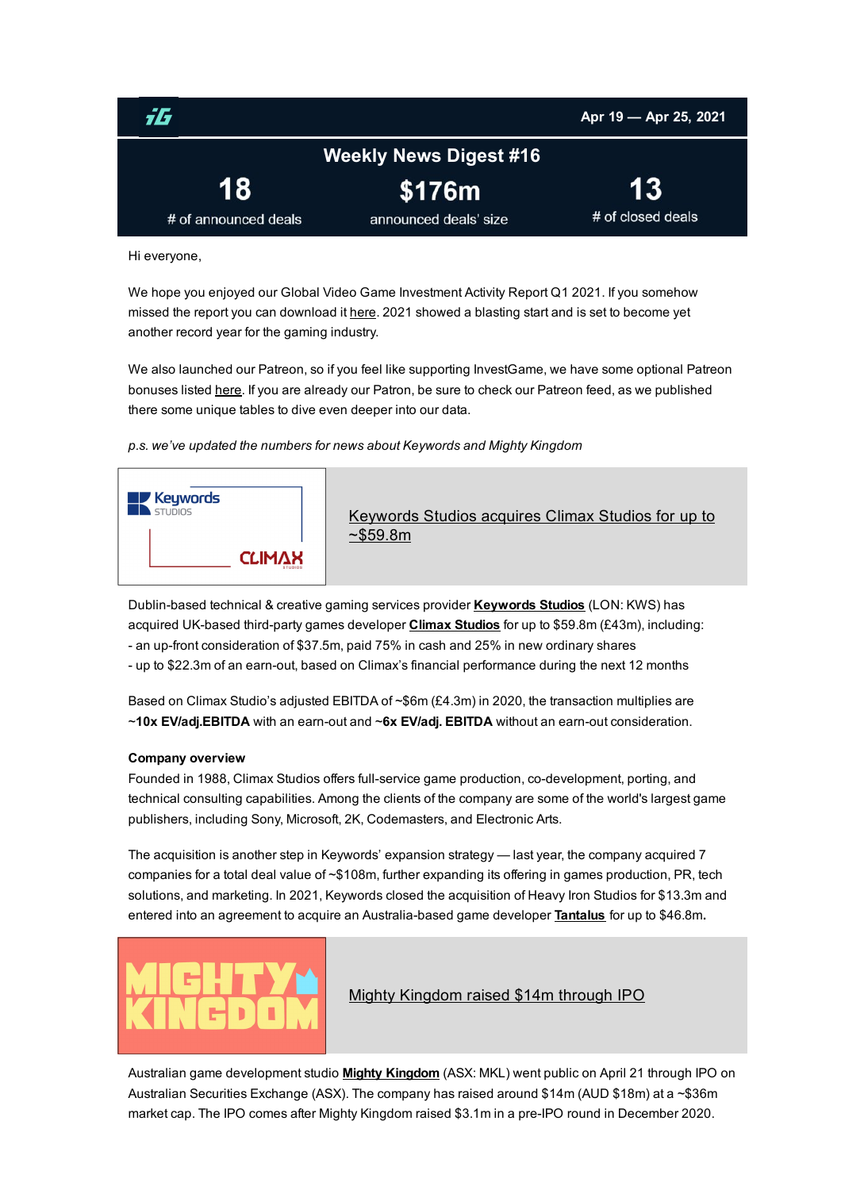Apr 19 — Apr 25, 2021

# Weekly News Digest #16

| 18 | $176m | 13 |
|---|---|---|
| # of announced deals | announced deals' size | # of closed deals |

Hi everyone,

We hope you enjoyed our Global Video Game Investment Activity Report Q1 2021. If you somehow missed the report you can download it here. 2021 showed a blasting start and is set to become yet another record year for the gaming industry.

We also launched our Patreon, so if you feel like supporting InvestGame, we have some optional Patreon bonuses listed here. If you are already our Patron, be sure to check our Patreon feed, as we published there some unique tables to dive even deeper into our data.

*p.s. we've updated the numbers for news about Keywords and Mighty Kingdom*

## Keywords Studios acquires Climax Studios for up to ~$59.8m

Dublin-based technical & creative gaming services provider **Keywords Studios** (LON: KWS) has acquired UK-based third-party games developer **Climax Studios** for up to $59.8m (£43m), including:
- an up-front consideration of $37.5m, paid 75% in cash and 25% in new ordinary shares
- up to $22.3m of an earn-out, based on Climax's financial performance during the next 12 months

Based on Climax Studio's adjusted EBITDA of ~$6m (£4.3m) in 2020, the transaction multiples are ~**10x EV/adj.EBITDA** with an earn-out and ~**6x EV/adj. EBITDA** without an earn-out consideration.

**Company overview**
Founded in 1988, Climax Studios offers full-service game production, co-development, porting, and technical consulting capabilities. Among the clients of the company are some of the world's largest game publishers, including Sony, Microsoft, 2K, Codemasters, and Electronic Arts.

The acquisition is another step in Keywords' expansion strategy — last year, the company acquired 7 companies for a total deal value of ~$108m, further expanding its offering in games production, PR, tech solutions, and marketing. In 2021, Keywords closed the acquisition of Heavy Iron Studios for $13.3m and entered into an agreement to acquire an Australia-based game developer **Tantalus** for up to $46.8m**.**

## Mighty Kingdom raised $14m through IPO

Australian game development studio **Mighty Kingdom** (ASX: MKL) went public on April 21 through IPO on Australian Securities Exchange (ASX). The company has raised around $14m (AUD $18m) at a ~$36m market cap. The IPO comes after Mighty Kingdom raised $3.1m in a pre-IPO round in December 2020.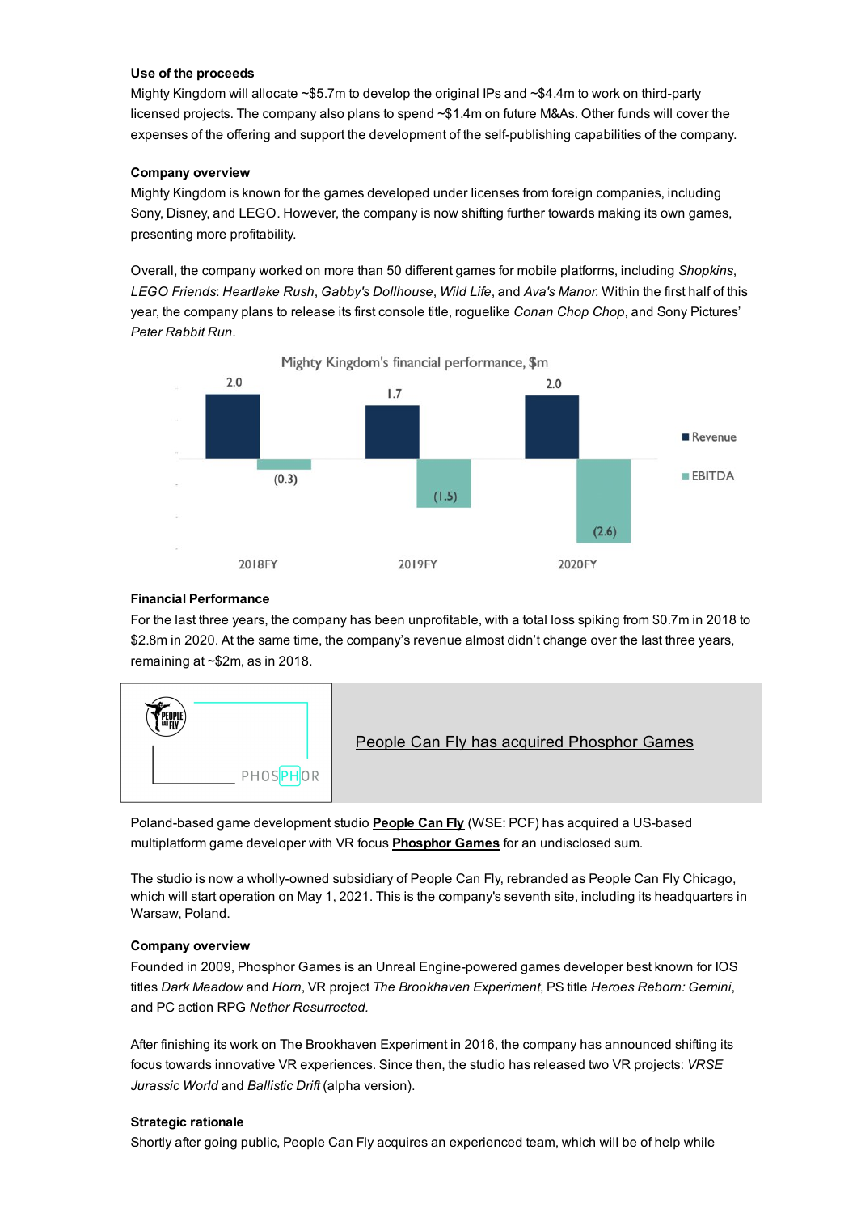**Use of the proceeds**

Mighty Kingdom will allocate ~$5.7m to develop the original IPs and ~$4.4m to work on third-party licensed projects. The company also plans to spend ~$1.4m on future M&As. Other funds will cover the expenses of the offering and support the development of the self-publishing capabilities of the company.

**Company overview**

Mighty Kingdom is known for the games developed under licenses from foreign companies, including Sony, Disney, and LEGO. However, the company is now shifting further towards making its own games, presenting more profitability.

Overall, the company worked on more than 50 different games for mobile platforms, including *Shopkins*, *LEGO Friends*: *Heartlake Rush*, *Gabby's Dollhouse*, *Wild Life*, and *Ava's Manor*. Within the first half of this year, the company plans to release its first console title, roguelike *Conan Chop Chop*, and Sony Pictures' *Peter Rabbit Run*.

Mighty Kingdom's financial performance, $m

| | 2018FY | 2019FY | 2020FY |
|---|---|---|---|
| Revenue | 2.0 | 1.7 | 2.0 |
| EBITDA | (0.3) | (1.5) | (2.6) |

**Financial Performance**

For the last three years, the company has been unprofitable, with a total loss spiking from $0.7m in 2018 to $2.8m in 2020. At the same time, the company's revenue almost didn't change over the last three years, remaining at ~$2m, as in 2018.

People Can Fly has acquired Phosphor Games

Poland-based game development studio **People Can Fly** (WSE: PCF) has acquired a US-based multiplatform game developer with VR focus **Phosphor Games** for an undisclosed sum.

The studio is now a wholly-owned subsidiary of People Can Fly, rebranded as People Can Fly Chicago, which will start operation on May 1, 2021. This is the company's seventh site, including its headquarters in Warsaw, Poland.

**Company overview**

Founded in 2009, Phosphor Games is an Unreal Engine-powered games developer best known for IOS titles *Dark Meadow* and *Horn*, VR project *The Brookhaven Experiment*, PS title *Heroes Reborn: Gemini*, and PC action RPG *Nether Resurrected.*

After finishing its work on The Brookhaven Experiment in 2016, the company has announced shifting its focus towards innovative VR experiences. Since then, the studio has released two VR projects: *VRSE Jurassic World* and *Ballistic Drift* (alpha version).

**Strategic rationale**

Shortly after going public, People Can Fly acquires an experienced team, which will be of help while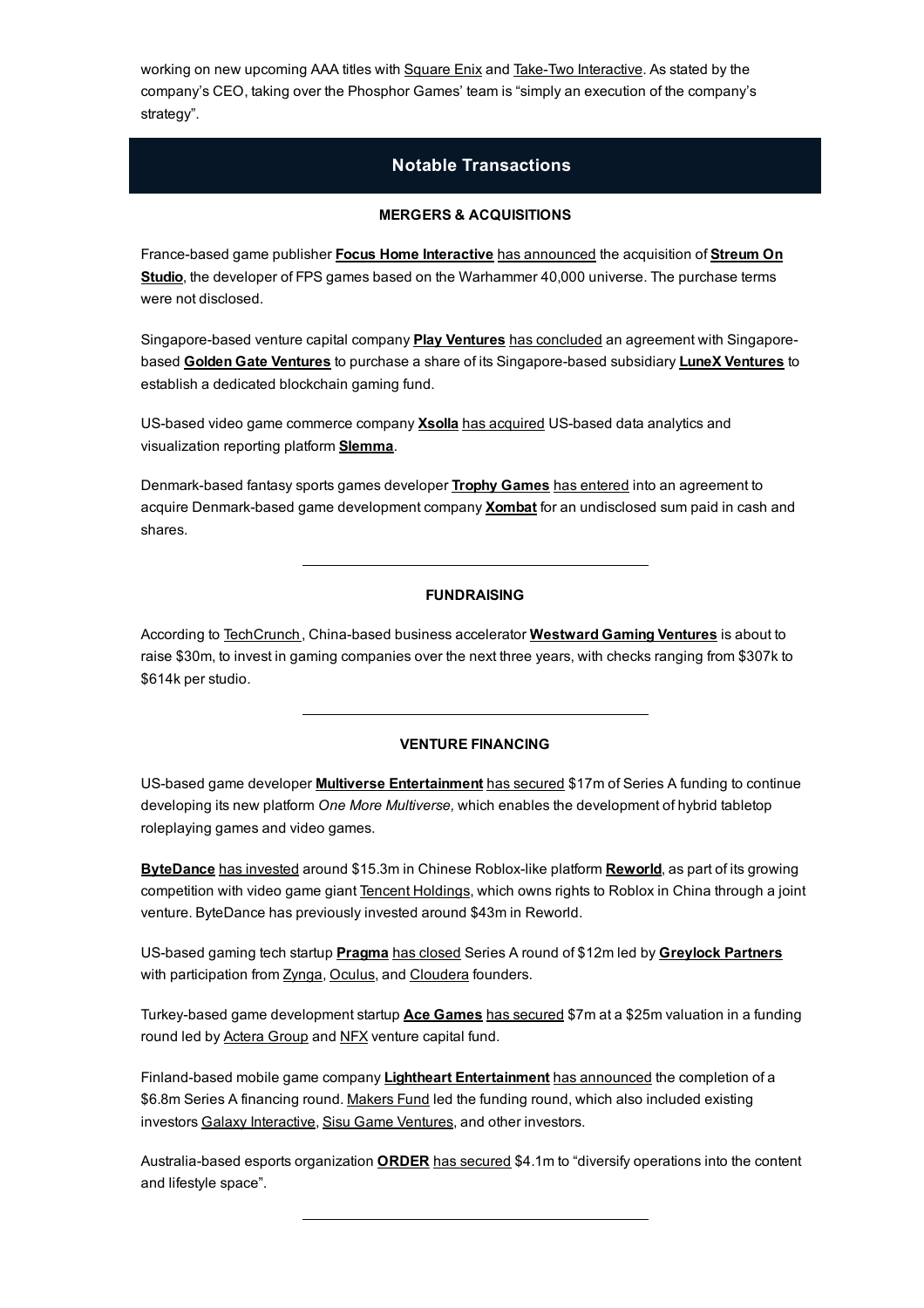working on new upcoming AAA titles with Square Enix and Take-Two Interactive. As stated by the company's CEO, taking over the Phosphor Games' team is "simply an execution of the company's strategy".

## Notable Transactions

### MERGERS & ACQUISITIONS

France-based game publisher **Focus Home Interactive** has announced the acquisition of **Streum On Studio**, the developer of FPS games based on the Warhammer 40,000 universe. The purchase terms were not disclosed.

Singapore-based venture capital company **Play Ventures** has concluded an agreement with Singapore-based **Golden Gate Ventures** to purchase a share of its Singapore-based subsidiary **LuneX Ventures** to establish a dedicated blockchain gaming fund.

US-based video game commerce company **Xsolla** has acquired US-based data analytics and visualization reporting platform **Slemma**.

Denmark-based fantasy sports games developer **Trophy Games** has entered into an agreement to acquire Denmark-based game development company **Xombat** for an undisclosed sum paid in cash and shares.

---

### FUNDRAISING

According to TechCrunch, China-based business accelerator **Westward Gaming Ventures** is about to raise $30m, to invest in gaming companies over the next three years, with checks ranging from $307k to $614k per studio.

---

### VENTURE FINANCING

US-based game developer **Multiverse Entertainment** has secured $17m of Series A funding to continue developing its new platform *One More Multiverse,* which enables the development of hybrid tabletop roleplaying games and video games.

**ByteDance** has invested around $15.3m in Chinese Roblox-like platform **Reworld**, as part of its growing competition with video game giant Tencent Holdings, which owns rights to Roblox in China through a joint venture. ByteDance has previously invested around $43m in Reworld.

US-based gaming tech startup **Pragma** has closed Series A round of $12m led by **Greylock Partners** with participation from Zynga, Oculus, and Cloudera founders.

Turkey-based game development startup **Ace Games** has secured $7m at a $25m valuation in a funding round led by Actera Group and NFX venture capital fund.

Finland-based mobile game company **Lightheart Entertainment** has announced the completion of a $6.8m Series A financing round. Makers Fund led the funding round, which also included existing investors Galaxy Interactive, Sisu Game Ventures, and other investors.

Australia-based esports organization **ORDER** has secured $4.1m to "diversify operations into the content and lifestyle space".

---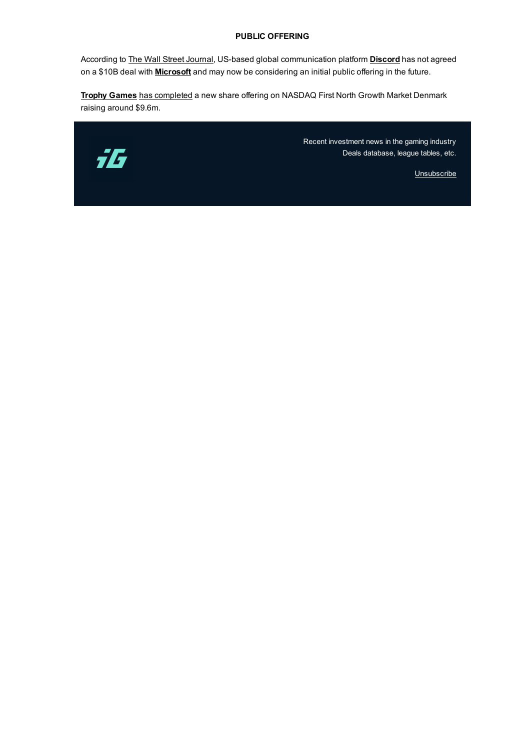### PUBLIC OFFERING

According to The Wall Street Journal, US-based global communication platform **Discord** has not agreed on a $10B deal with **Microsoft** and may now be considering an initial public offering in the future.

**Trophy Games** has completed a new share offering on NASDAQ First North Growth Market Denmark raising around $9.6m.

Recent investment news in the gaming industry
Deals database, league tables, etc.

Unsubscribe